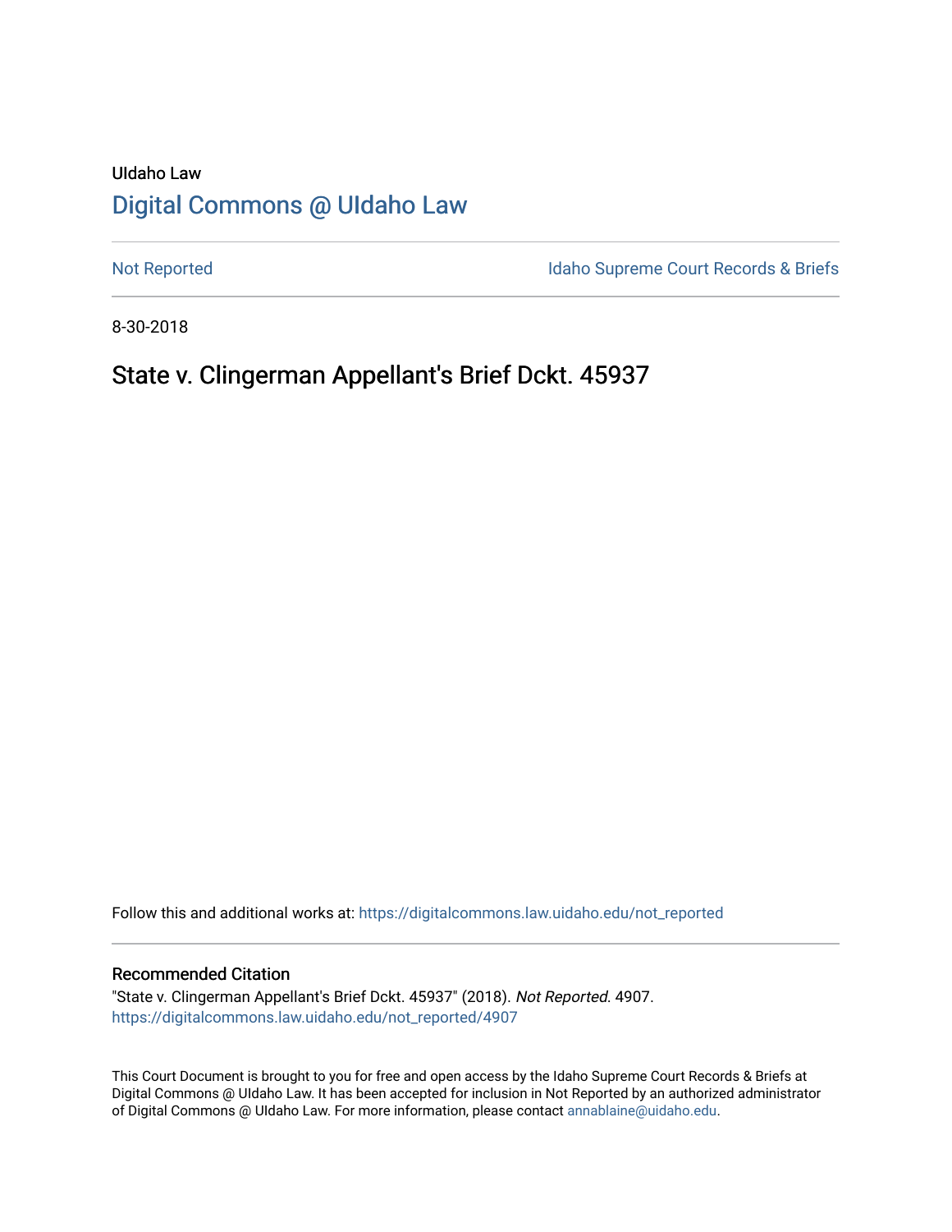UIdaho Law

# Digital Commons @ UIdaho Law

Not Reported

Idaho Supreme Court Records & Briefs

8-30-2018

## State v. Clingerman Appellant's Brief Dckt. 45937

Follow this and additional works at: https://digitalcommons.law.uidaho.edu/not_reported

### Recommended Citation

"State v. Clingerman Appellant's Brief Dckt. 45937" (2018). *Not Reported*. 4907.
https://digitalcommons.law.uidaho.edu/not_reported/4907

This Court Document is brought to you for free and open access by the Idaho Supreme Court Records & Briefs at Digital Commons @ UIdaho Law. It has been accepted for inclusion in Not Reported by an authorized administrator of Digital Commons @ UIdaho Law. For more information, please contact annablaine@uidaho.edu.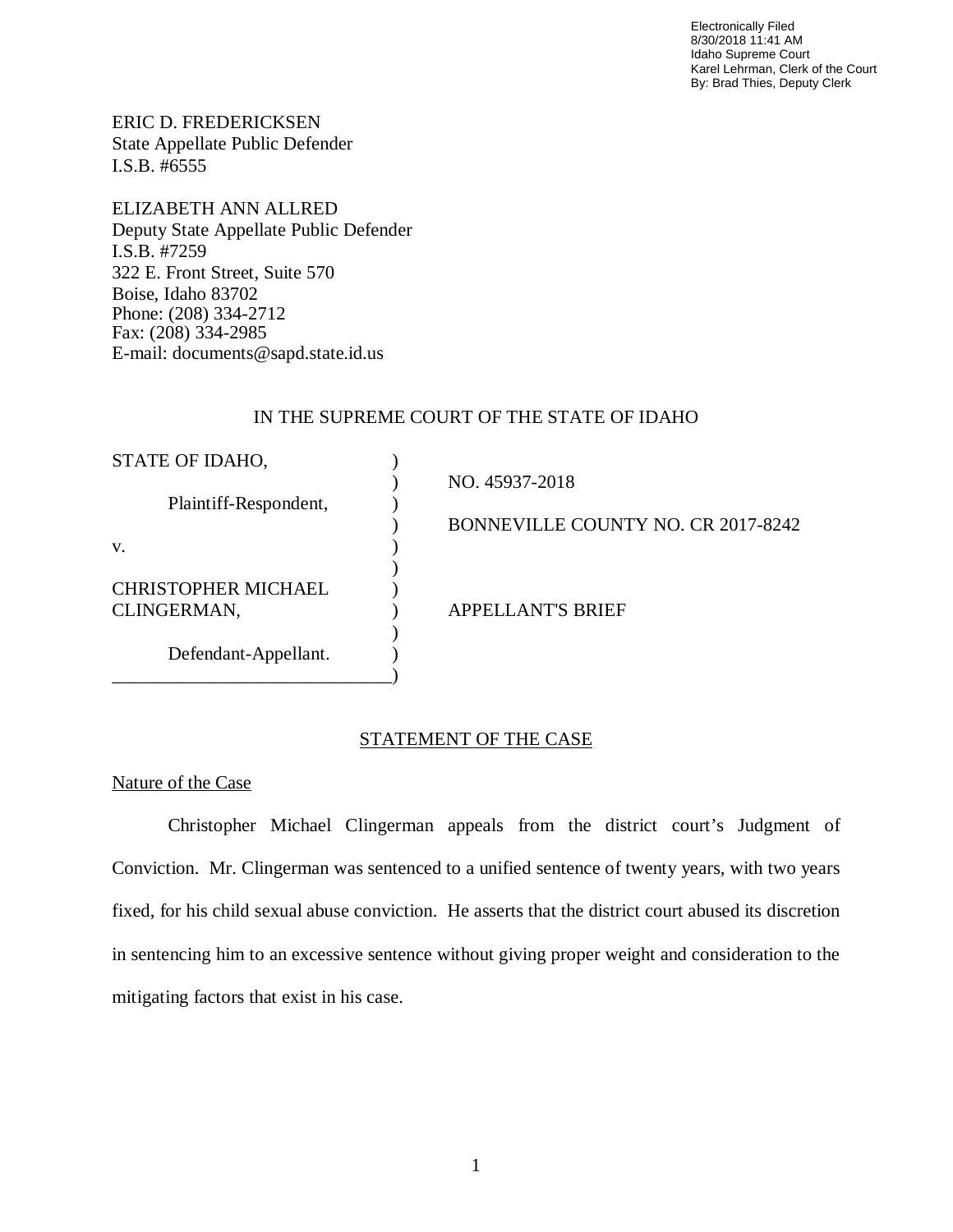Electronically Filed
8/30/2018 11:41 AM
Idaho Supreme Court
Karel Lehrman, Clerk of the Court
By: Brad Thies, Deputy Clerk

ERIC D. FREDERICKSEN
State Appellate Public Defender
I.S.B. #6555

ELIZABETH ANN ALLRED
Deputy State Appellate Public Defender
I.S.B. #7259
322 E. Front Street, Suite 570
Boise, Idaho 83702
Phone: (208) 334-2712
Fax: (208) 334-2985
E-mail: documents@sapd.state.id.us

IN THE SUPREME COURT OF THE STATE OF IDAHO

| | |
|---|---|
| STATE OF IDAHO, | NO. 45937-2018 |
| Plaintiff-Respondent, | BONNEVILLE COUNTY NO. CR 2017-8242 |
| v. | |
| CHRISTOPHER MICHAEL CLINGERMAN, | APPELLANT'S BRIEF |
| Defendant-Appellant. | |

## STATEMENT OF THE CASE

### Nature of the Case

Christopher Michael Clingerman appeals from the district court's Judgment of Conviction. Mr. Clingerman was sentenced to a unified sentence of twenty years, with two years fixed, for his child sexual abuse conviction. He asserts that the district court abused its discretion in sentencing him to an excessive sentence without giving proper weight and consideration to the mitigating factors that exist in his case.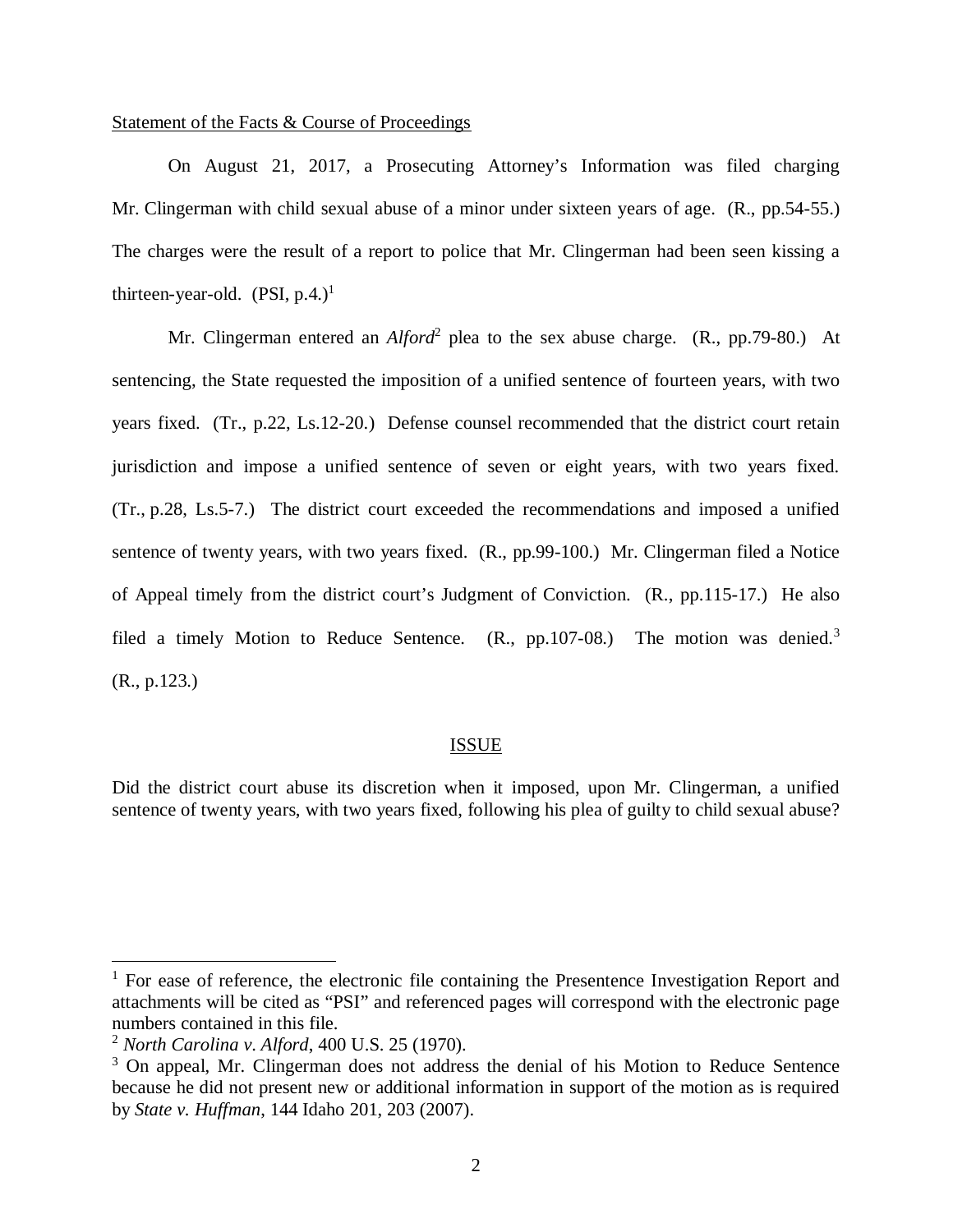Statement of the Facts & Course of Proceedings

On August 21, 2017, a Prosecuting Attorney's Information was filed charging Mr. Clingerman with child sexual abuse of a minor under sixteen years of age. (R., pp.54-55.) The charges were the result of a report to police that Mr. Clingerman had been seen kissing a thirteen-year-old. (PSI, p.4.)[1]

Mr. Clingerman entered an *Alford*[2] plea to the sex abuse charge. (R., pp.79-80.) At sentencing, the State requested the imposition of a unified sentence of fourteen years, with two years fixed. (Tr., p.22, Ls.12-20.) Defense counsel recommended that the district court retain jurisdiction and impose a unified sentence of seven or eight years, with two years fixed. (Tr., p.28, Ls.5-7.) The district court exceeded the recommendations and imposed a unified sentence of twenty years, with two years fixed. (R., pp.99-100.) Mr. Clingerman filed a Notice of Appeal timely from the district court's Judgment of Conviction. (R., pp.115-17.) He also filed a timely Motion to Reduce Sentence. (R., pp.107-08.) The motion was denied.[3] (R., p.123.)

## ISSUE

Did the district court abuse its discretion when it imposed, upon Mr. Clingerman, a unified sentence of twenty years, with two years fixed, following his plea of guilty to child sexual abuse?

---

[1] For ease of reference, the electronic file containing the Presentence Investigation Report and attachments will be cited as "PSI" and referenced pages will correspond with the electronic page numbers contained in this file.

[2] *North Carolina v. Alford*, 400 U.S. 25 (1970).

[3] On appeal, Mr. Clingerman does not address the denial of his Motion to Reduce Sentence because he did not present new or additional information in support of the motion as is required by *State v. Huffman*, 144 Idaho 201, 203 (2007).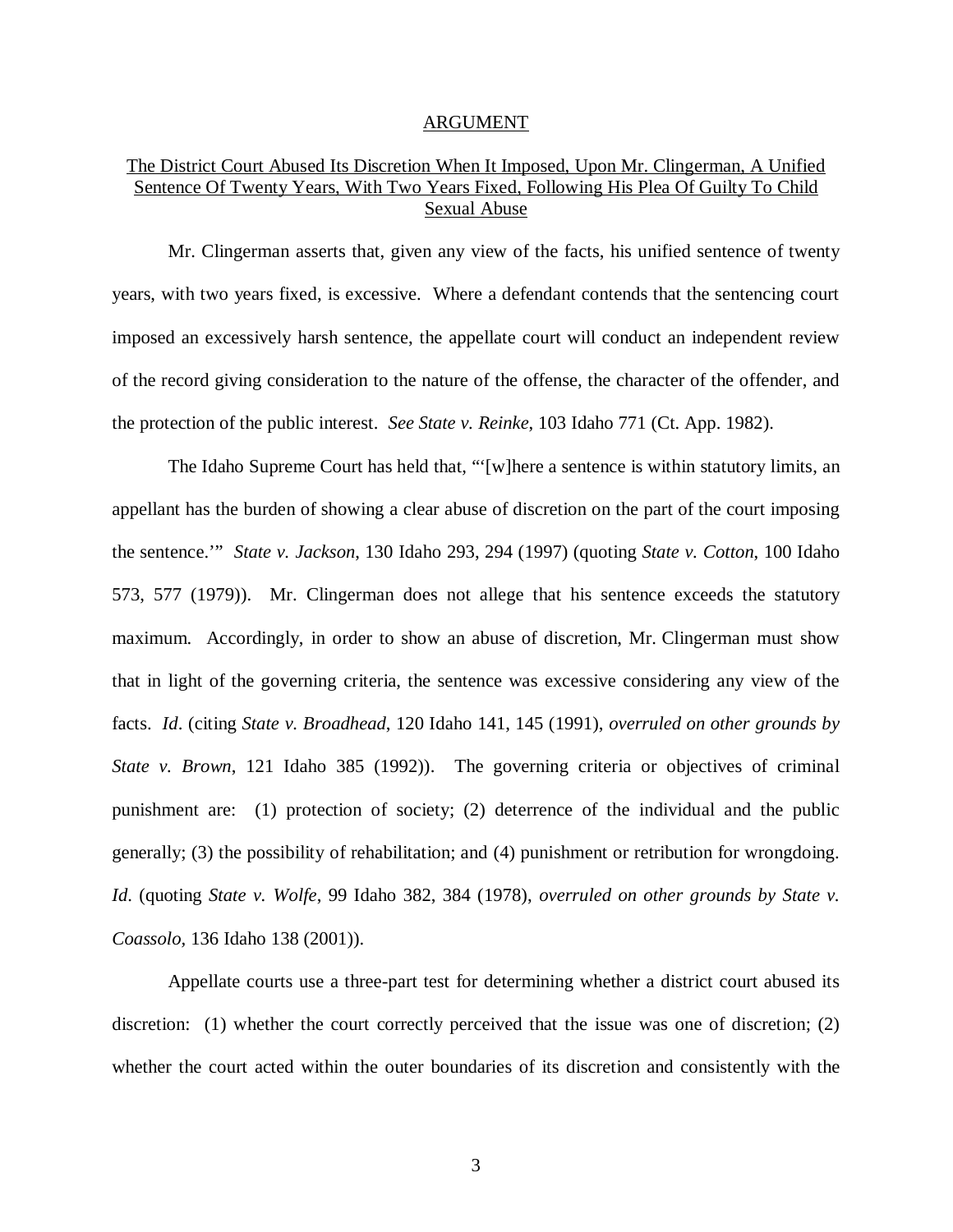## ARGUMENT

### The District Court Abused Its Discretion When It Imposed, Upon Mr. Clingerman, A Unified Sentence Of Twenty Years, With Two Years Fixed, Following His Plea Of Guilty To Child Sexual Abuse

Mr. Clingerman asserts that, given any view of the facts, his unified sentence of twenty years, with two years fixed, is excessive. Where a defendant contends that the sentencing court imposed an excessively harsh sentence, the appellate court will conduct an independent review of the record giving consideration to the nature of the offense, the character of the offender, and the protection of the public interest. *See State v. Reinke*, 103 Idaho 771 (Ct. App. 1982).

The Idaho Supreme Court has held that, "'[w]here a sentence is within statutory limits, an appellant has the burden of showing a clear abuse of discretion on the part of the court imposing the sentence.'" *State v. Jackson*, 130 Idaho 293, 294 (1997) (quoting *State v. Cotton*, 100 Idaho 573, 577 (1979)). Mr. Clingerman does not allege that his sentence exceeds the statutory maximum. Accordingly, in order to show an abuse of discretion, Mr. Clingerman must show that in light of the governing criteria, the sentence was excessive considering any view of the facts. *Id*. (citing *State v. Broadhead*, 120 Idaho 141, 145 (1991), *overruled on other grounds by State v. Brown*, 121 Idaho 385 (1992)). The governing criteria or objectives of criminal punishment are: (1) protection of society; (2) deterrence of the individual and the public generally; (3) the possibility of rehabilitation; and (4) punishment or retribution for wrongdoing. *Id*. (quoting *State v. Wolfe*, 99 Idaho 382, 384 (1978), *overruled on other grounds by State v. Coassolo,* 136 Idaho 138 (2001)).

Appellate courts use a three-part test for determining whether a district court abused its discretion: (1) whether the court correctly perceived that the issue was one of discretion; (2) whether the court acted within the outer boundaries of its discretion and consistently with the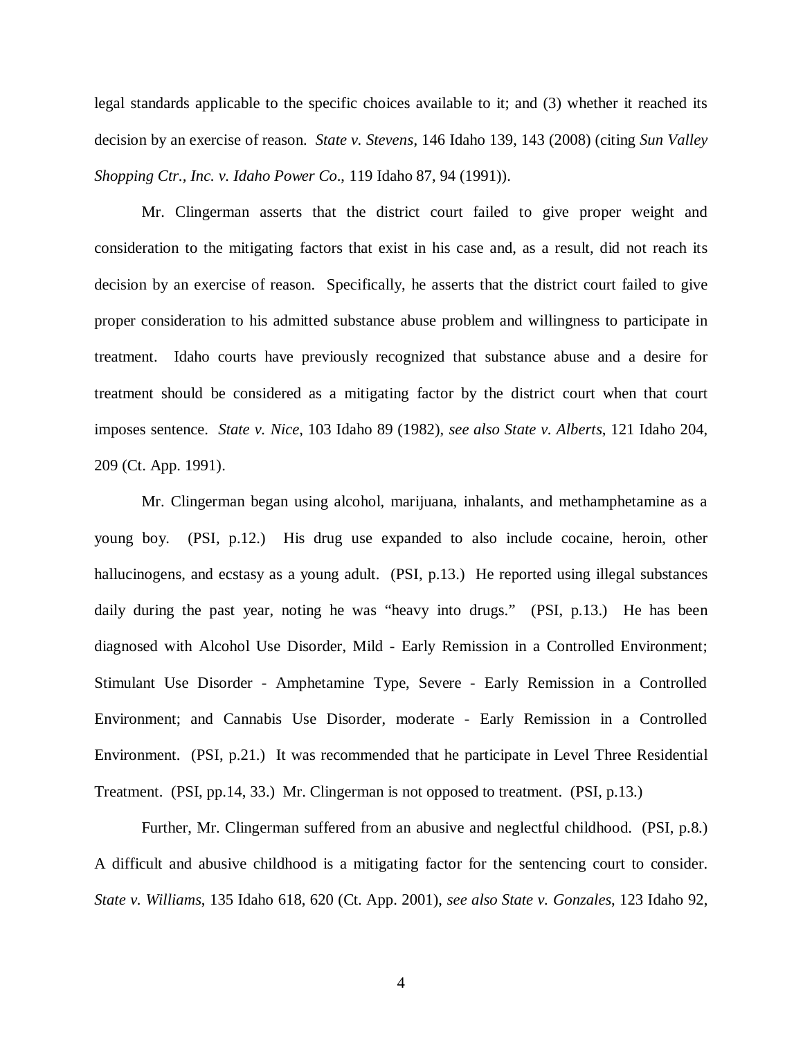legal standards applicable to the specific choices available to it; and (3) whether it reached its decision by an exercise of reason. *State v. Stevens*, 146 Idaho 139, 143 (2008) (citing *Sun Valley Shopping Ctr., Inc. v. Idaho Power Co*., 119 Idaho 87, 94 (1991)).

Mr. Clingerman asserts that the district court failed to give proper weight and consideration to the mitigating factors that exist in his case and, as a result, did not reach its decision by an exercise of reason. Specifically, he asserts that the district court failed to give proper consideration to his admitted substance abuse problem and willingness to participate in treatment. Idaho courts have previously recognized that substance abuse and a desire for treatment should be considered as a mitigating factor by the district court when that court imposes sentence. *State v. Nice*, 103 Idaho 89 (1982), *see also State v. Alberts*, 121 Idaho 204, 209 (Ct. App. 1991).

Mr. Clingerman began using alcohol, marijuana, inhalants, and methamphetamine as a young boy. (PSI, p.12.) His drug use expanded to also include cocaine, heroin, other hallucinogens, and ecstasy as a young adult. (PSI, p.13.) He reported using illegal substances daily during the past year, noting he was "heavy into drugs." (PSI, p.13.) He has been diagnosed with Alcohol Use Disorder, Mild - Early Remission in a Controlled Environment; Stimulant Use Disorder - Amphetamine Type, Severe - Early Remission in a Controlled Environment; and Cannabis Use Disorder, moderate - Early Remission in a Controlled Environment. (PSI, p.21.) It was recommended that he participate in Level Three Residential Treatment. (PSI, pp.14, 33.) Mr. Clingerman is not opposed to treatment. (PSI, p.13.)

Further, Mr. Clingerman suffered from an abusive and neglectful childhood. (PSI, p.8.) A difficult and abusive childhood is a mitigating factor for the sentencing court to consider. *State v. Williams*, 135 Idaho 618, 620 (Ct. App. 2001), *see also State v. Gonzales*, 123 Idaho 92,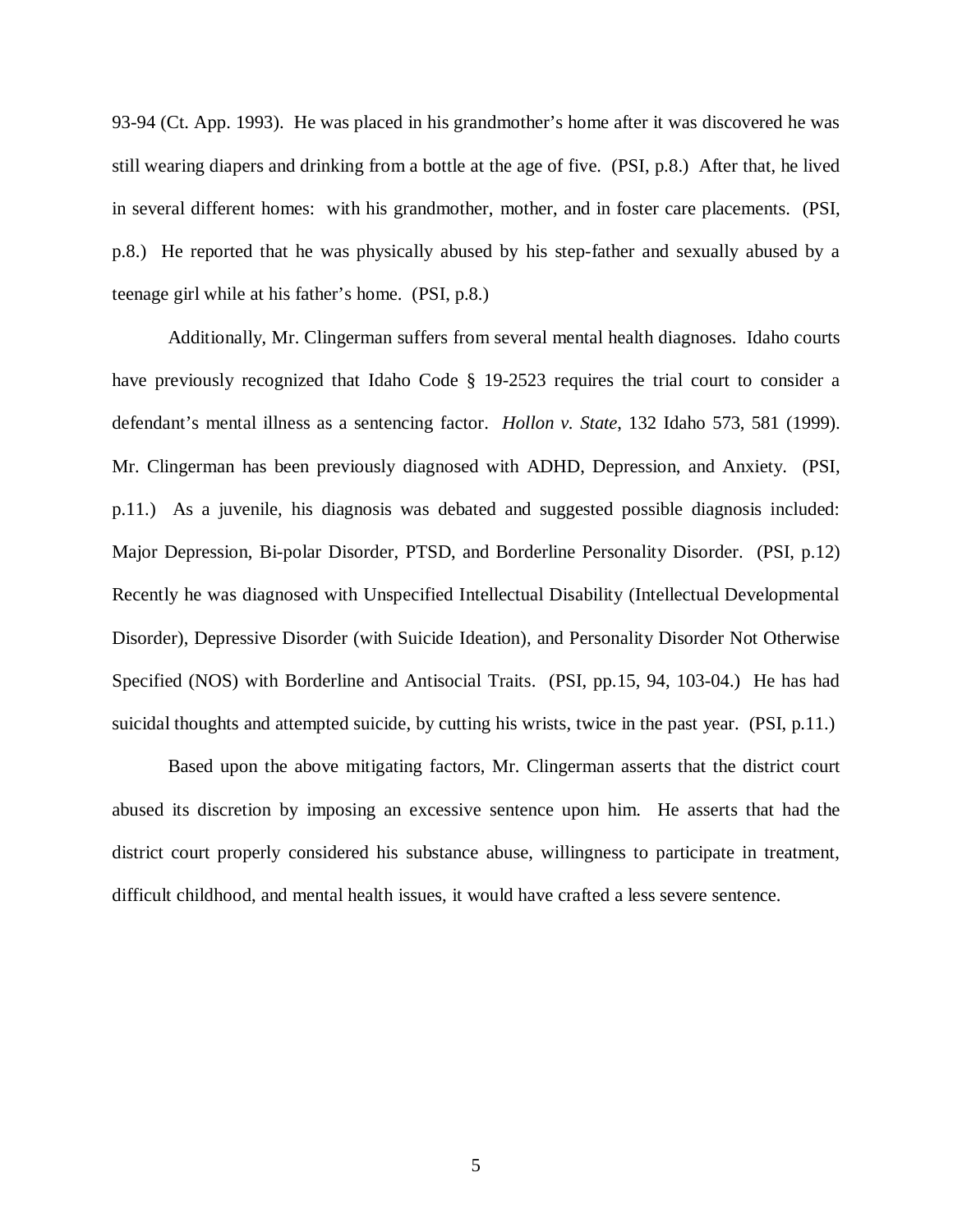93-94 (Ct. App. 1993). He was placed in his grandmother's home after it was discovered he was still wearing diapers and drinking from a bottle at the age of five. (PSI, p.8.) After that, he lived in several different homes: with his grandmother, mother, and in foster care placements. (PSI, p.8.) He reported that he was physically abused by his step-father and sexually abused by a teenage girl while at his father's home. (PSI, p.8.)

Additionally, Mr. Clingerman suffers from several mental health diagnoses. Idaho courts have previously recognized that Idaho Code § 19-2523 requires the trial court to consider a defendant's mental illness as a sentencing factor. *Hollon v. State*, 132 Idaho 573, 581 (1999). Mr. Clingerman has been previously diagnosed with ADHD, Depression, and Anxiety. (PSI, p.11.) As a juvenile, his diagnosis was debated and suggested possible diagnosis included: Major Depression, Bi-polar Disorder, PTSD, and Borderline Personality Disorder. (PSI, p.12) Recently he was diagnosed with Unspecified Intellectual Disability (Intellectual Developmental Disorder), Depressive Disorder (with Suicide Ideation), and Personality Disorder Not Otherwise Specified (NOS) with Borderline and Antisocial Traits. (PSI, pp.15, 94, 103-04.) He has had suicidal thoughts and attempted suicide, by cutting his wrists, twice in the past year. (PSI, p.11.)

Based upon the above mitigating factors, Mr. Clingerman asserts that the district court abused its discretion by imposing an excessive sentence upon him. He asserts that had the district court properly considered his substance abuse, willingness to participate in treatment, difficult childhood, and mental health issues, it would have crafted a less severe sentence.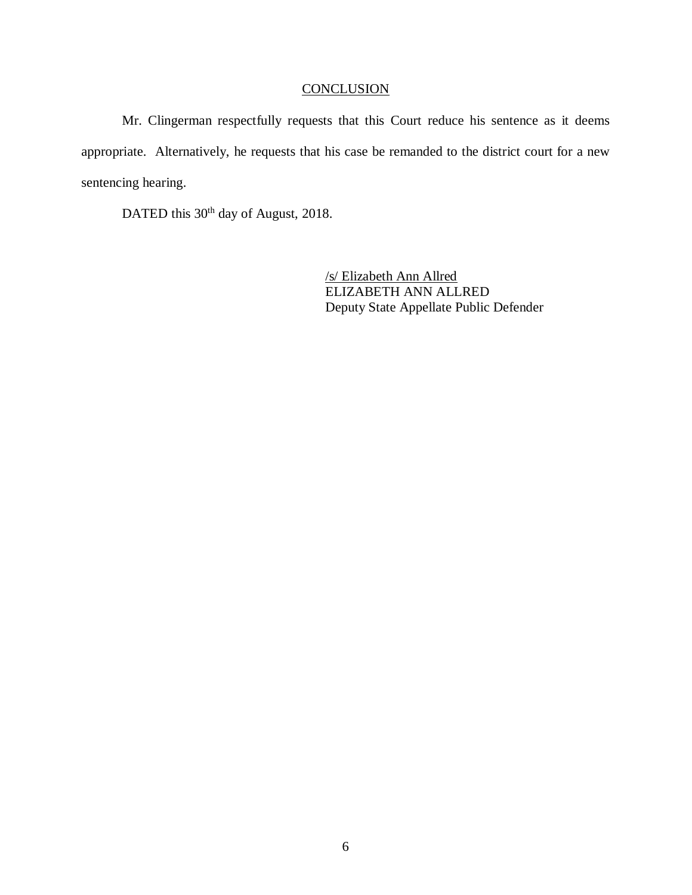## CONCLUSION

Mr. Clingerman respectfully requests that this Court reduce his sentence as it deems appropriate. Alternatively, he requests that his case be remanded to the district court for a new sentencing hearing.

DATED this 30th day of August, 2018.

/s/ Elizabeth Ann Allred
ELIZABETH ANN ALLRED
Deputy State Appellate Public Defender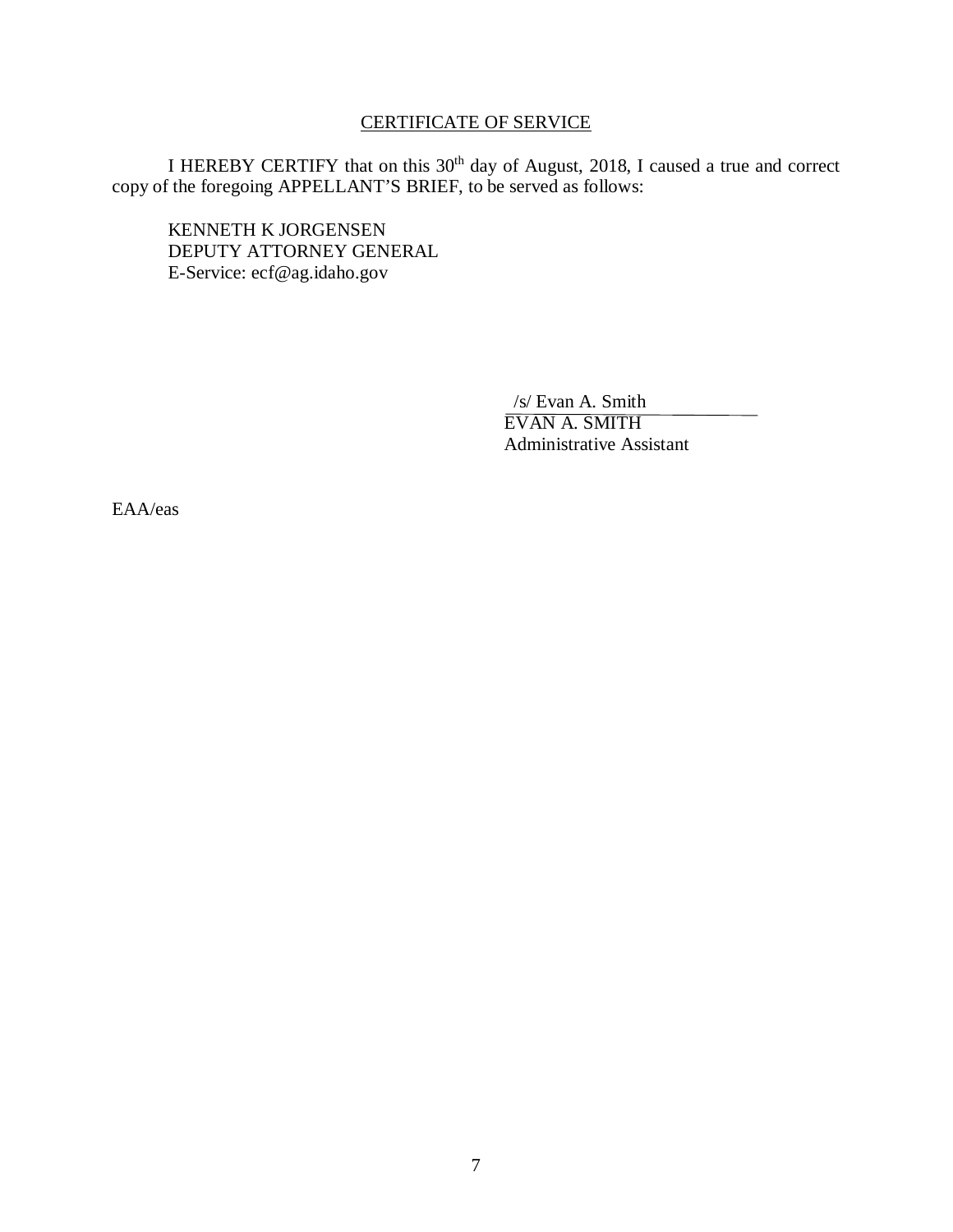## CERTIFICATE OF SERVICE

I HEREBY CERTIFY that on this 30th day of August, 2018, I caused a true and correct copy of the foregoing APPELLANT'S BRIEF, to be served as follows:

KENNETH K JORGENSEN
DEPUTY ATTORNEY GENERAL
E-Service: ecf@ag.idaho.gov

/s/ Evan A. Smith
EVAN A. SMITH
Administrative Assistant

EAA/eas